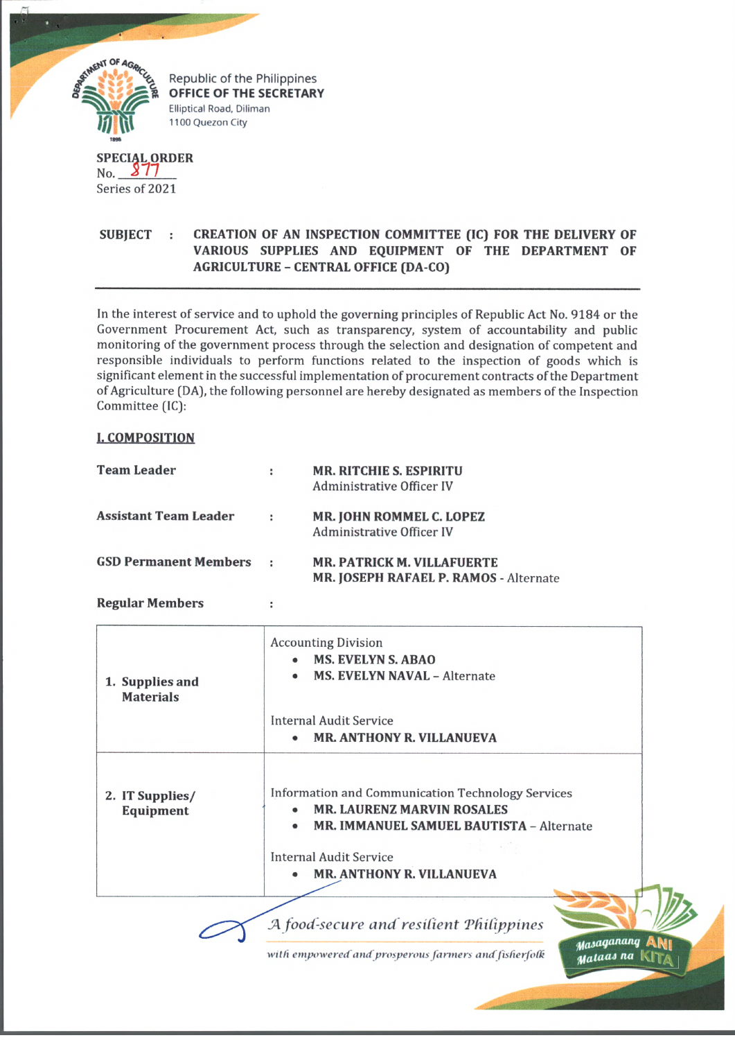Republic of the Philippines
**OFFICE OF THE SECRETARY**
Elliptical Road, Diliman
1100 Quezon City

**SPECIAL ORDER**
No. 877
Series of 2021

**SUBJECT : CREATION OF AN INSPECTION COMMITTEE (IC) FOR THE DELIVERY OF VARIOUS SUPPLIES AND EQUIPMENT OF THE DEPARTMENT OF AGRICULTURE – CENTRAL OFFICE (DA-CO)**

---

In the interest of service and to uphold the governing principles of Republic Act No. 9184 or the Government Procurement Act, such as transparency, system of accountability and public monitoring of the government process through the selection and designation of competent and responsible individuals to perform functions related to the inspection of goods which is significant element in the successful implementation of procurement contracts of the Department of Agriculture (DA), the following personnel are hereby designated as members of the Inspection Committee (IC):

## I. COMPOSITION

**Team Leader** : **MR. RITCHIE S. ESPIRITU**
Administrative Officer IV

**Assistant Team Leader** : **MR. JOHN ROMMEL C. LOPEZ**
Administrative Officer IV

**GSD Permanent Members** : **MR. PATRICK M. VILLAFUERTE**
**MR. JOSEPH RAFAEL P. RAMOS** - Alternate

**Regular Members** :

| | |
|---|---|
| **1. Supplies and Materials** | Accounting Division<br>• **MS. EVELYN S. ABAO**<br>• **MS. EVELYN NAVAL** – Alternate<br><br>Internal Audit Service<br>• **MR. ANTHONY R. VILLANUEVA** |
| **2. IT Supplies/ Equipment** | Information and Communication Technology Services<br>• **MR. LAURENZ MARVIN ROSALES**<br>• **MR. IMMANUEL SAMUEL BAUTISTA** – Alternate<br><br>Internal Audit Service<br>• **MR. ANTHONY R. VILLANUEVA** |

*A food-secure and resilient Philippines*
*with empowered and prosperous farmers and fisherfolk*

Masaganang ANI Mataas na KITA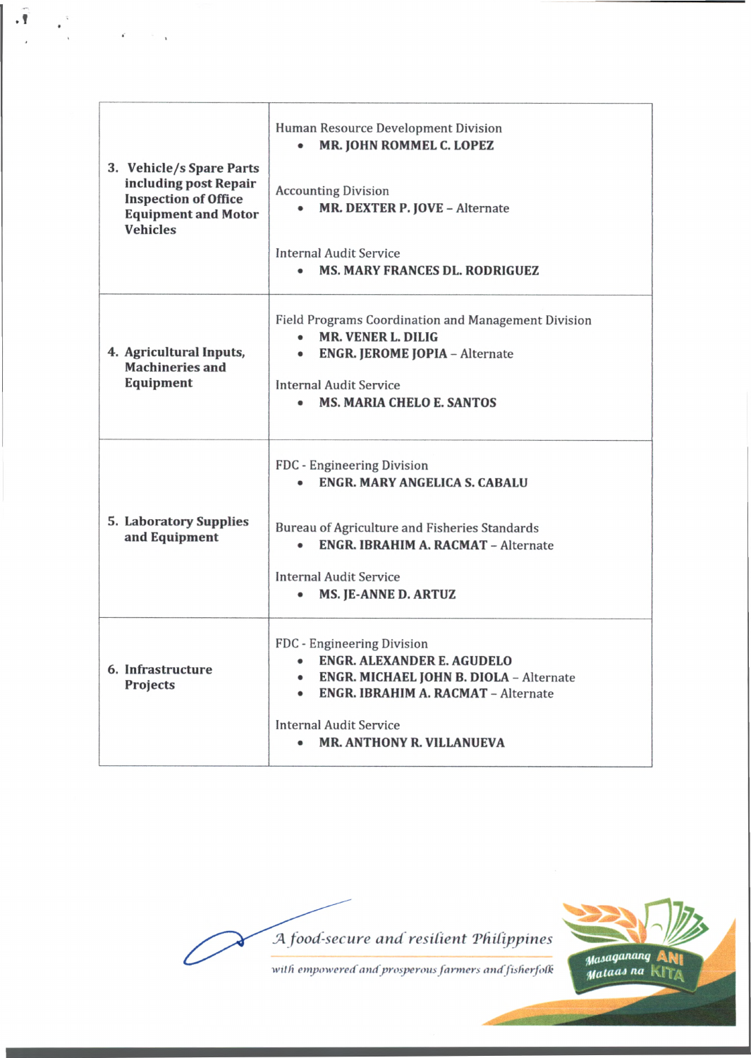| | |
|---|---|
| 3. **Vehicle/s Spare Parts including post Repair Inspection of Office Equipment and Motor Vehicles** | Human Resource Development Division<br>• **MR. JOHN ROMMEL C. LOPEZ**<br><br>Accounting Division<br>• **MR. DEXTER P. JOVE** – Alternate<br><br>Internal Audit Service<br>• **MS. MARY FRANCES DL. RODRIGUEZ** |
| 4. **Agricultural Inputs, Machineries and Equipment** | Field Programs Coordination and Management Division<br>• **MR. VENER L. DILIG**<br>• **ENGR. JEROME JOPIA** – Alternate<br><br>Internal Audit Service<br>• **MS. MARIA CHELO E. SANTOS** |
| 5. **Laboratory Supplies and Equipment** | FDC - Engineering Division<br>• **ENGR. MARY ANGELICA S. CABALU**<br><br>Bureau of Agriculture and Fisheries Standards<br>• **ENGR. IBRAHIM A. RACMAT** – Alternate<br><br>Internal Audit Service<br>• **MS. JE-ANNE D. ARTUZ** |
| 6. **Infrastructure Projects** | FDC - Engineering Division<br>• **ENGR. ALEXANDER E. AGUDELO**<br>• **ENGR. MICHAEL JOHN B. DIOLA** – Alternate<br>• **ENGR. IBRAHIM A. RACMAT** – Alternate<br><br>Internal Audit Service<br>• **MR. ANTHONY R. VILLANUEVA** |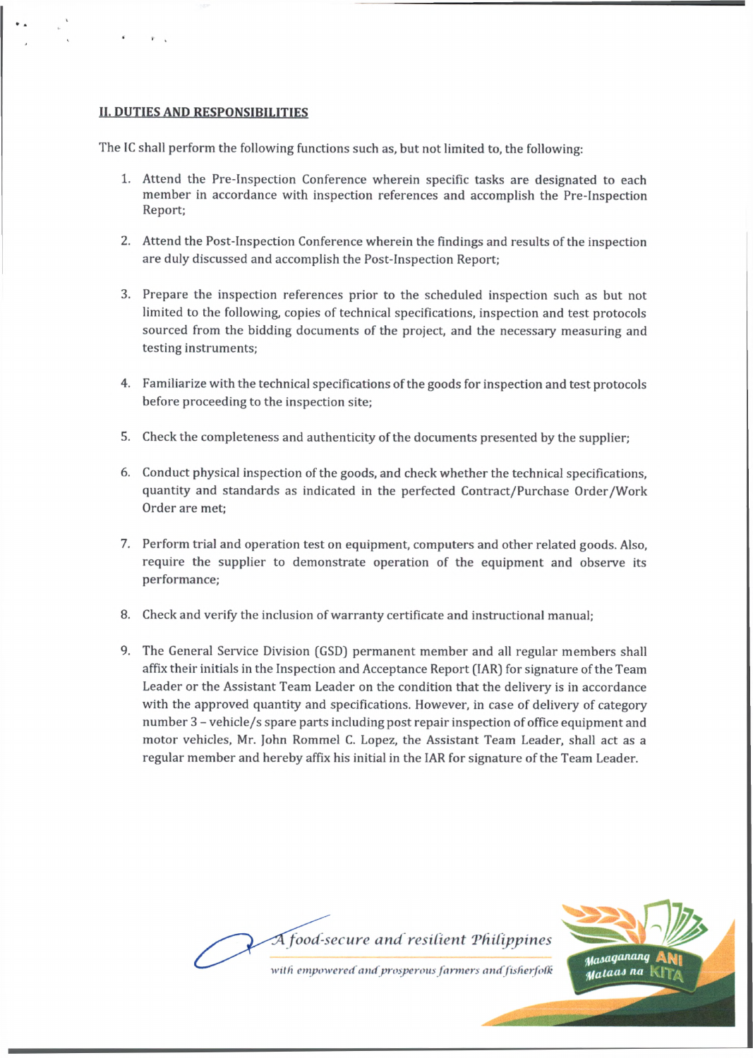## II. DUTIES AND RESPONSIBILITIES

The IC shall perform the following functions such as, but not limited to, the following:

1. Attend the Pre-Inspection Conference wherein specific tasks are designated to each member in accordance with inspection references and accomplish the Pre-Inspection Report;

2. Attend the Post-Inspection Conference wherein the findings and results of the inspection are duly discussed and accomplish the Post-Inspection Report;

3. Prepare the inspection references prior to the scheduled inspection such as but not limited to the following, copies of technical specifications, inspection and test protocols sourced from the bidding documents of the project, and the necessary measuring and testing instruments;

4. Familiarize with the technical specifications of the goods for inspection and test protocols before proceeding to the inspection site;

5. Check the completeness and authenticity of the documents presented by the supplier;

6. Conduct physical inspection of the goods, and check whether the technical specifications, quantity and standards as indicated in the perfected Contract/Purchase Order/Work Order are met;

7. Perform trial and operation test on equipment, computers and other related goods. Also, require the supplier to demonstrate operation of the equipment and observe its performance;

8. Check and verify the inclusion of warranty certificate and instructional manual;

9. The General Service Division (GSD) permanent member and all regular members shall affix their initials in the Inspection and Acceptance Report (IAR) for signature of the Team Leader or the Assistant Team Leader on the condition that the delivery is in accordance with the approved quantity and specifications. However, in case of delivery of category number 3 – vehicle/s spare parts including post repair inspection of office equipment and motor vehicles, Mr. John Rommel C. Lopez, the Assistant Team Leader, shall act as a regular member and hereby affix his initial in the IAR for signature of the Team Leader.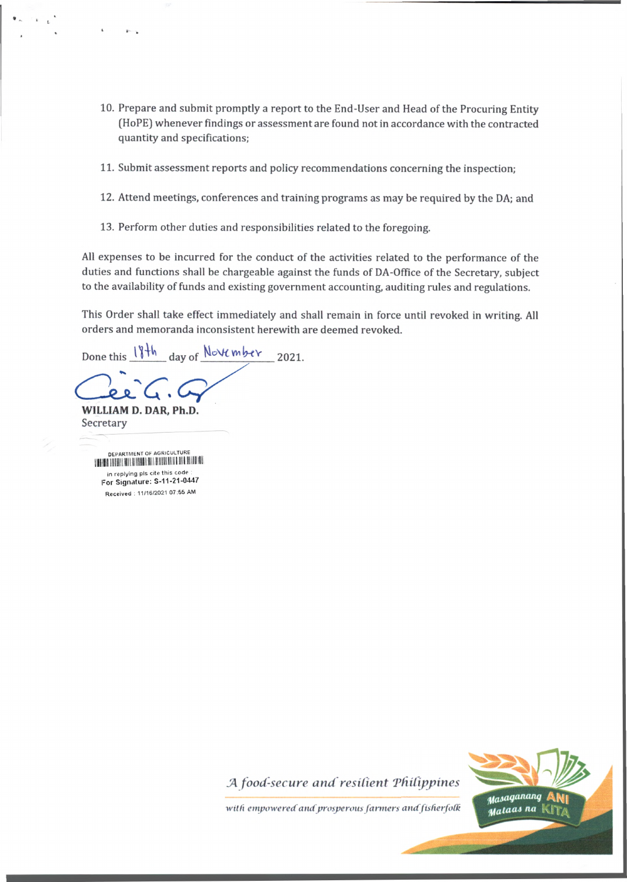10. Prepare and submit promptly a report to the End-User and Head of the Procuring Entity (HoPE) whenever findings or assessment are found not in accordance with the contracted quantity and specifications;

11. Submit assessment reports and policy recommendations concerning the inspection;

12. Attend meetings, conferences and training programs as may be required by the DA; and

13. Perform other duties and responsibilities related to the foregoing.

All expenses to be incurred for the conduct of the activities related to the performance of the duties and functions shall be chargeable against the funds of DA-Office of the Secretary, subject to the availability of funds and existing government accounting, auditing rules and regulations.

This Order shall take effect immediately and shall remain in force until revoked in writing. All orders and memoranda inconsistent herewith are deemed revoked.

Done this 18th day of November 2021.

**WILLIAM D. DAR, Ph.D.**
Secretary

DEPARTMENT OF AGRICULTURE
in replying pls cite this code :
For Signature: S-11-21-0447
Received : 11/16/2021 07:55 AM

*A food-secure and resilient Philippines*
*with empowered and prosperous farmers and fisherfolk*

Masaganang ANI Mataas na KITA